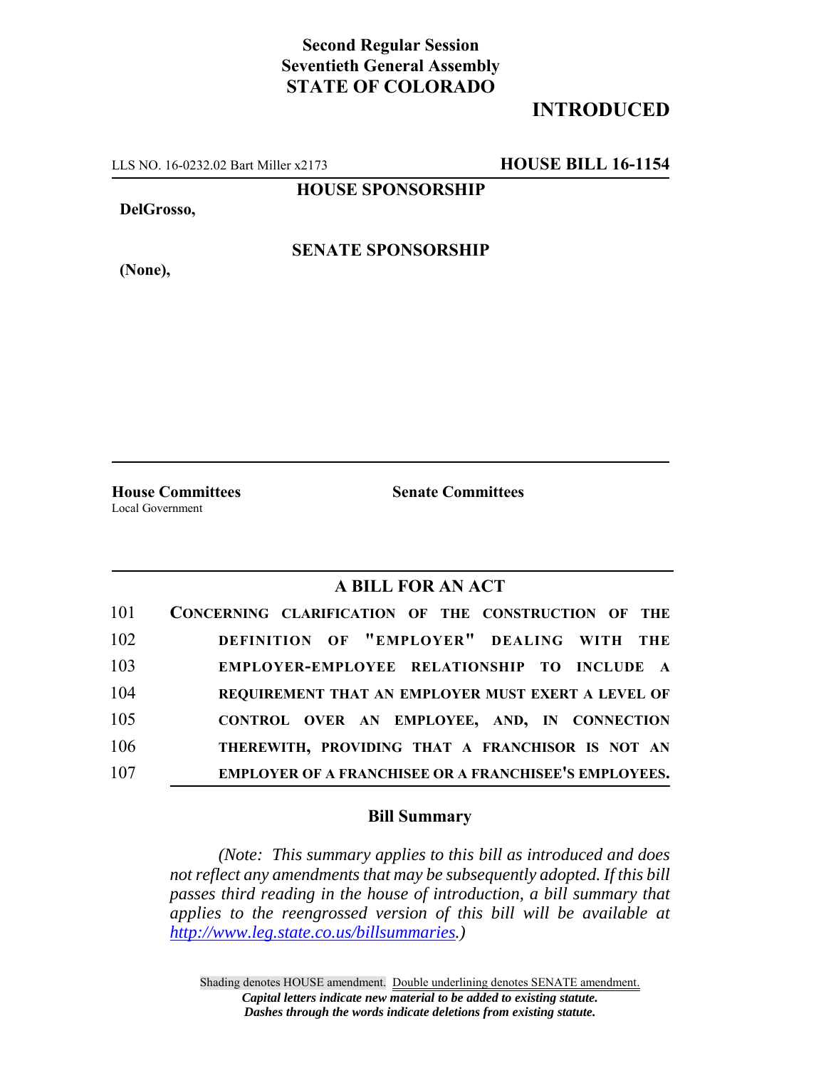**Second Regular Session**
**Seventieth General Assembly**
**STATE OF COLORADO**

# INTRODUCED

LLS NO. 16-0232.02 Bart Miller x2173 **HOUSE BILL 16-1154**

**HOUSE SPONSORSHIP**

**DelGrosso,**

**SENATE SPONSORSHIP**

**(None),**

**House Committees**
Local Government

**Senate Committees**

## A BILL FOR AN ACT

101 **CONCERNING CLARIFICATION OF THE CONSTRUCTION OF THE**
102 **DEFINITION OF "EMPLOYER" DEALING WITH THE**
103 **EMPLOYER-EMPLOYEE RELATIONSHIP TO INCLUDE A**
104 **REQUIREMENT THAT AN EMPLOYER MUST EXERT A LEVEL OF**
105 **CONTROL OVER AN EMPLOYEE, AND, IN CONNECTION**
106 **THEREWITH, PROVIDING THAT A FRANCHISOR IS NOT AN**
107 **EMPLOYER OF A FRANCHISEE OR A FRANCHISEE'S EMPLOYEES.**

### Bill Summary

*(Note: This summary applies to this bill as introduced and does not reflect any amendments that may be subsequently adopted. If this bill passes third reading in the house of introduction, a bill summary that applies to the reengrossed version of this bill will be available at http://www.leg.state.co.us/billsummaries.)*

Shading denotes HOUSE amendment. Double underlining denotes SENATE amendment.
*Capital letters indicate new material to be added to existing statute.*
*Dashes through the words indicate deletions from existing statute.*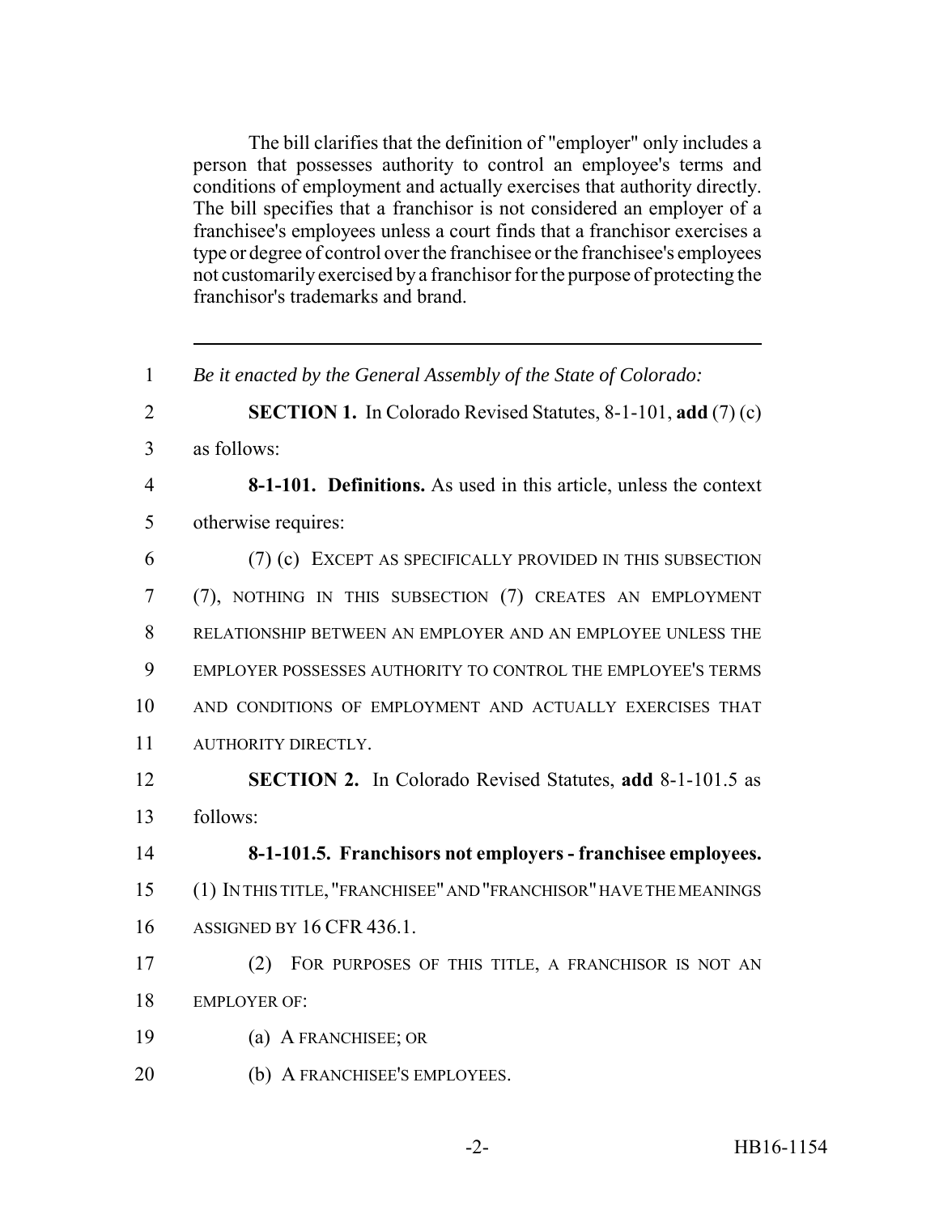The bill clarifies that the definition of "employer" only includes a person that possesses authority to control an employee's terms and conditions of employment and actually exercises that authority directly. The bill specifies that a franchisor is not considered an employer of a franchisee's employees unless a court finds that a franchisor exercises a type or degree of control over the franchisee or the franchisee's employees not customarily exercised by a franchisor for the purpose of protecting the franchisor's trademarks and brand.

---

1 *Be it enacted by the General Assembly of the State of Colorado:*

2 **SECTION 1.** In Colorado Revised Statutes, 8-1-101, **add** (7) (c)
3 as follows:

4 **8-1-101. Definitions.** As used in this article, unless the context
5 otherwise requires:

6 (7) (c) EXCEPT AS SPECIFICALLY PROVIDED IN THIS SUBSECTION
7 (7), NOTHING IN THIS SUBSECTION (7) CREATES AN EMPLOYMENT
8 RELATIONSHIP BETWEEN AN EMPLOYER AND AN EMPLOYEE UNLESS THE
9 EMPLOYER POSSESSES AUTHORITY TO CONTROL THE EMPLOYEE'S TERMS
10 AND CONDITIONS OF EMPLOYMENT AND ACTUALLY EXERCISES THAT
11 AUTHORITY DIRECTLY.

12 **SECTION 2.** In Colorado Revised Statutes, **add** 8-1-101.5 as
13 follows:

14 **8-1-101.5. Franchisors not employers - franchisee employees.**
15 (1) IN THIS TITLE, "FRANCHISEE" AND "FRANCHISOR" HAVE THE MEANINGS
16 ASSIGNED BY 16 CFR 436.1.

17 (2) FOR PURPOSES OF THIS TITLE, A FRANCHISOR IS NOT AN
18 EMPLOYER OF:

19 (a) A FRANCHISEE; OR

20 (b) A FRANCHISEE'S EMPLOYEES.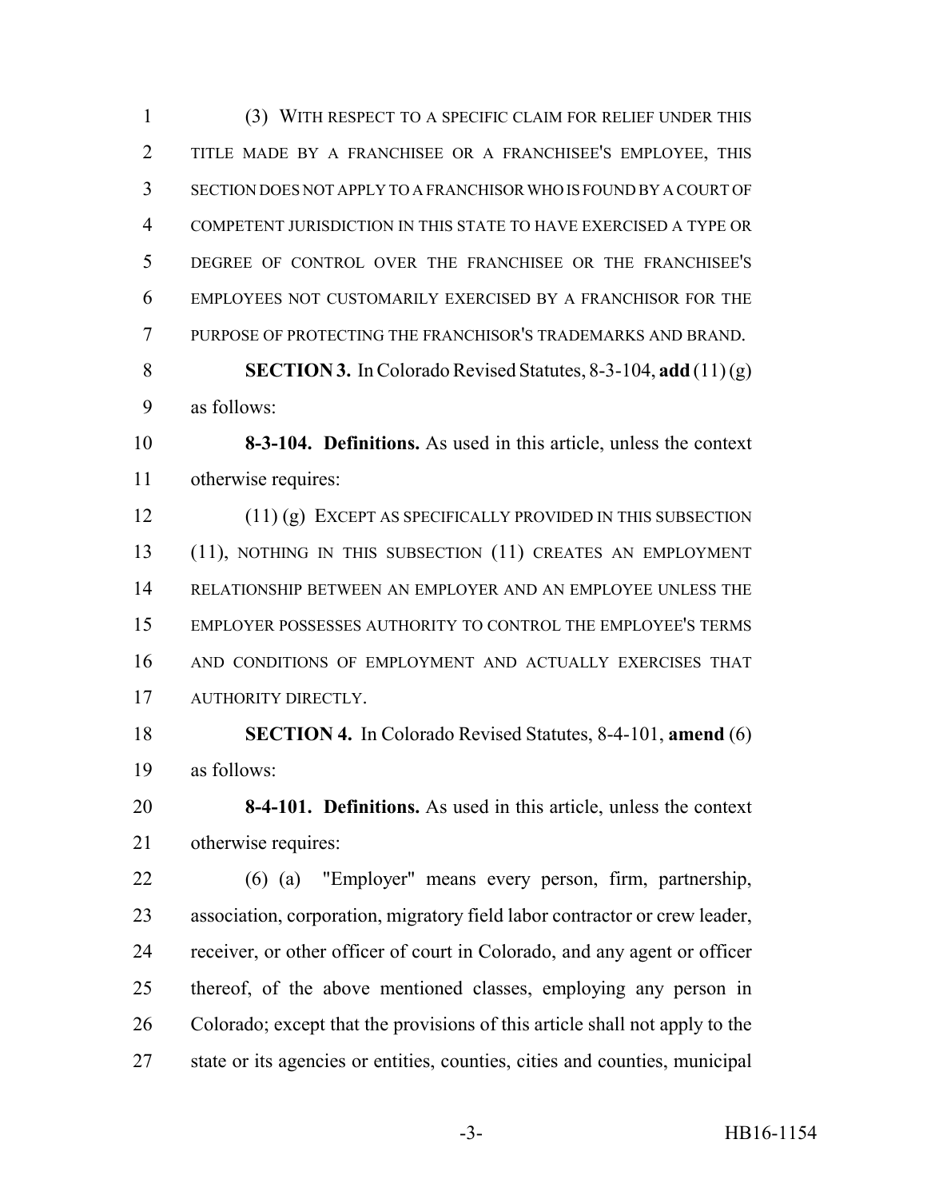(3) WITH RESPECT TO A SPECIFIC CLAIM FOR RELIEF UNDER THIS TITLE MADE BY A FRANCHISEE OR A FRANCHISEE'S EMPLOYEE, THIS SECTION DOES NOT APPLY TO A FRANCHISOR WHO IS FOUND BY A COURT OF COMPETENT JURISDICTION IN THIS STATE TO HAVE EXERCISED A TYPE OR DEGREE OF CONTROL OVER THE FRANCHISEE OR THE FRANCHISEE'S EMPLOYEES NOT CUSTOMARILY EXERCISED BY A FRANCHISOR FOR THE PURPOSE OF PROTECTING THE FRANCHISOR'S TRADEMARKS AND BRAND.

**SECTION 3.** In Colorado Revised Statutes, 8-3-104, **add** (11) (g) as follows:

**8-3-104. Definitions.** As used in this article, unless the context otherwise requires:

(11) (g) EXCEPT AS SPECIFICALLY PROVIDED IN THIS SUBSECTION (11), NOTHING IN THIS SUBSECTION (11) CREATES AN EMPLOYMENT RELATIONSHIP BETWEEN AN EMPLOYER AND AN EMPLOYEE UNLESS THE EMPLOYER POSSESSES AUTHORITY TO CONTROL THE EMPLOYEE'S TERMS AND CONDITIONS OF EMPLOYMENT AND ACTUALLY EXERCISES THAT AUTHORITY DIRECTLY.

**SECTION 4.** In Colorado Revised Statutes, 8-4-101, **amend** (6) as follows:

**8-4-101. Definitions.** As used in this article, unless the context otherwise requires:

(6) (a) "Employer" means every person, firm, partnership, association, corporation, migratory field labor contractor or crew leader, receiver, or other officer of court in Colorado, and any agent or officer thereof, of the above mentioned classes, employing any person in Colorado; except that the provisions of this article shall not apply to the state or its agencies or entities, counties, cities and counties, municipal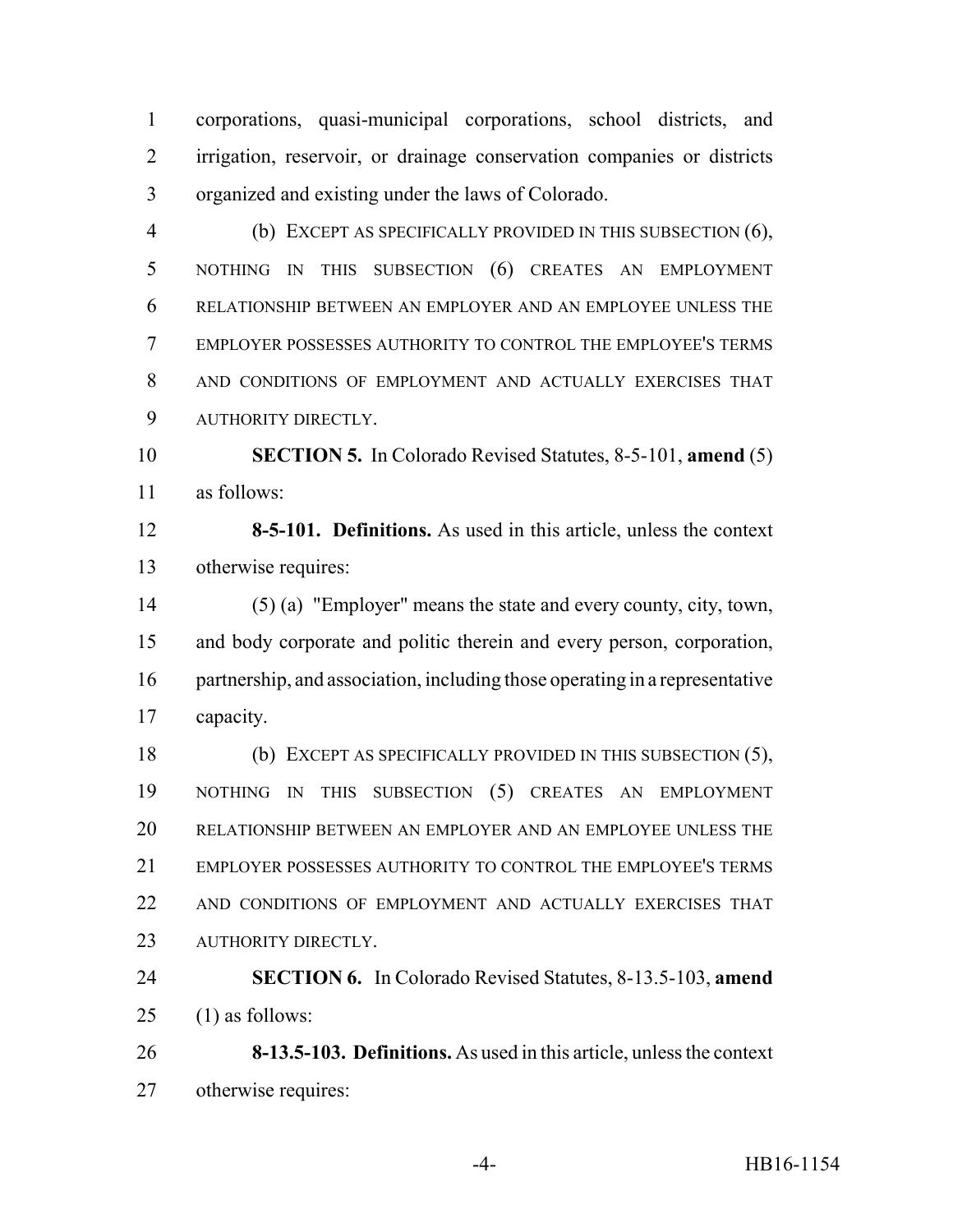corporations, quasi-municipal corporations, school districts, and irrigation, reservoir, or drainage conservation companies or districts organized and existing under the laws of Colorado.

(b) EXCEPT AS SPECIFICALLY PROVIDED IN THIS SUBSECTION (6), NOTHING IN THIS SUBSECTION (6) CREATES AN EMPLOYMENT RELATIONSHIP BETWEEN AN EMPLOYER AND AN EMPLOYEE UNLESS THE EMPLOYER POSSESSES AUTHORITY TO CONTROL THE EMPLOYEE'S TERMS AND CONDITIONS OF EMPLOYMENT AND ACTUALLY EXERCISES THAT AUTHORITY DIRECTLY.

**SECTION 5.** In Colorado Revised Statutes, 8-5-101, **amend** (5) as follows:

**8-5-101. Definitions.** As used in this article, unless the context otherwise requires:

(5) (a) "Employer" means the state and every county, city, town, and body corporate and politic therein and every person, corporation, partnership, and association, including those operating in a representative capacity.

(b) EXCEPT AS SPECIFICALLY PROVIDED IN THIS SUBSECTION (5), NOTHING IN THIS SUBSECTION (5) CREATES AN EMPLOYMENT RELATIONSHIP BETWEEN AN EMPLOYER AND AN EMPLOYEE UNLESS THE EMPLOYER POSSESSES AUTHORITY TO CONTROL THE EMPLOYEE'S TERMS AND CONDITIONS OF EMPLOYMENT AND ACTUALLY EXERCISES THAT AUTHORITY DIRECTLY.

**SECTION 6.** In Colorado Revised Statutes, 8-13.5-103, **amend** (1) as follows:

**8-13.5-103. Definitions.** As used in this article, unless the context otherwise requires: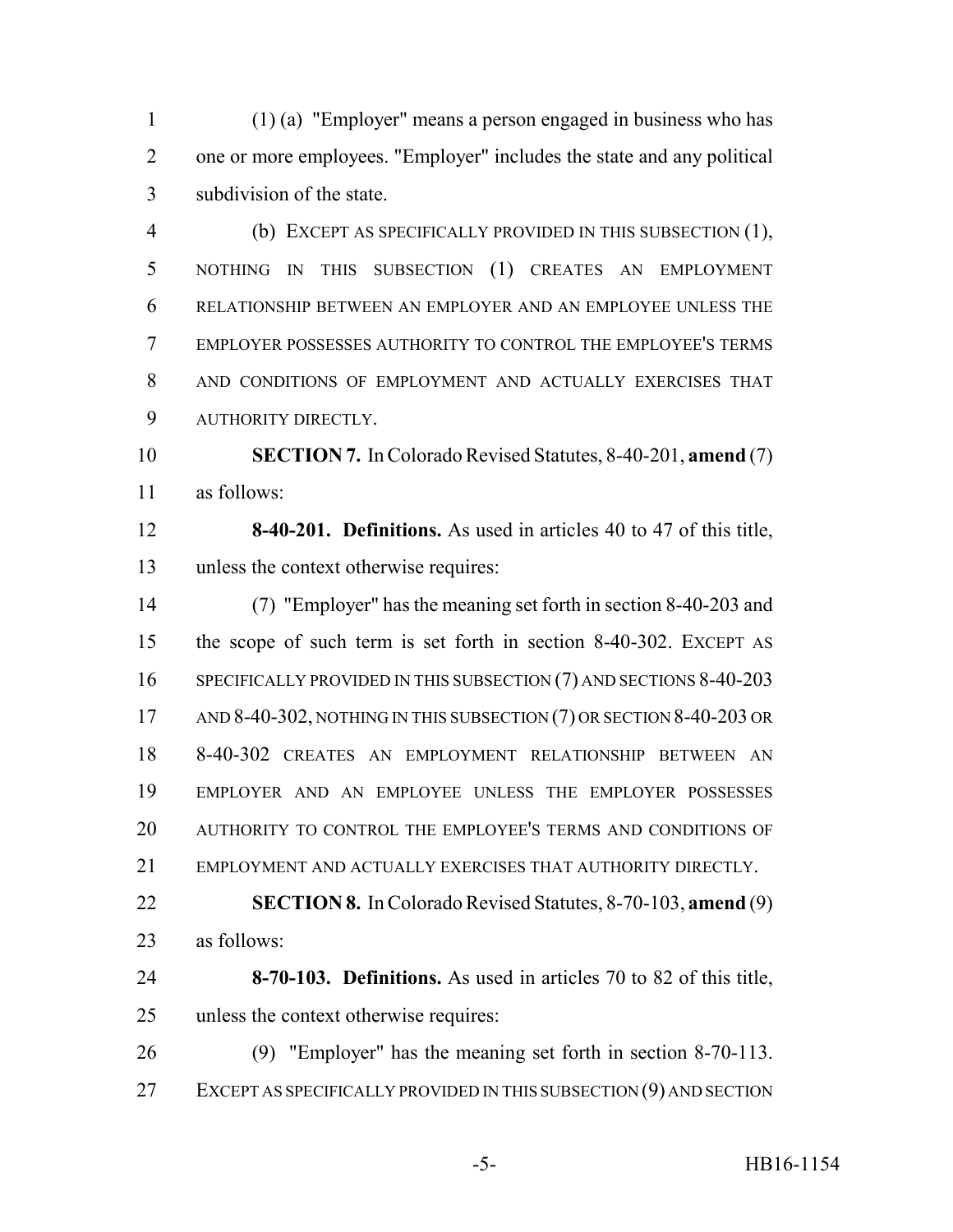(1) (a) "Employer" means a person engaged in business who has one or more employees. "Employer" includes the state and any political subdivision of the state.

(b) EXCEPT AS SPECIFICALLY PROVIDED IN THIS SUBSECTION (1), NOTHING IN THIS SUBSECTION (1) CREATES AN EMPLOYMENT RELATIONSHIP BETWEEN AN EMPLOYER AND AN EMPLOYEE UNLESS THE EMPLOYER POSSESSES AUTHORITY TO CONTROL THE EMPLOYEE'S TERMS AND CONDITIONS OF EMPLOYMENT AND ACTUALLY EXERCISES THAT AUTHORITY DIRECTLY.

**SECTION 7.** In Colorado Revised Statutes, 8-40-201, **amend** (7) as follows:

**8-40-201. Definitions.** As used in articles 40 to 47 of this title, unless the context otherwise requires:

(7) "Employer" has the meaning set forth in section 8-40-203 and the scope of such term is set forth in section 8-40-302. EXCEPT AS SPECIFICALLY PROVIDED IN THIS SUBSECTION (7) AND SECTIONS 8-40-203 AND 8-40-302, NOTHING IN THIS SUBSECTION (7) OR SECTION 8-40-203 OR 8-40-302 CREATES AN EMPLOYMENT RELATIONSHIP BETWEEN AN EMPLOYER AND AN EMPLOYEE UNLESS THE EMPLOYER POSSESSES AUTHORITY TO CONTROL THE EMPLOYEE'S TERMS AND CONDITIONS OF EMPLOYMENT AND ACTUALLY EXERCISES THAT AUTHORITY DIRECTLY.

**SECTION 8.** In Colorado Revised Statutes, 8-70-103, **amend** (9) as follows:

**8-70-103. Definitions.** As used in articles 70 to 82 of this title, unless the context otherwise requires:

(9) "Employer" has the meaning set forth in section 8-70-113. EXCEPT AS SPECIFICALLY PROVIDED IN THIS SUBSECTION (9) AND SECTION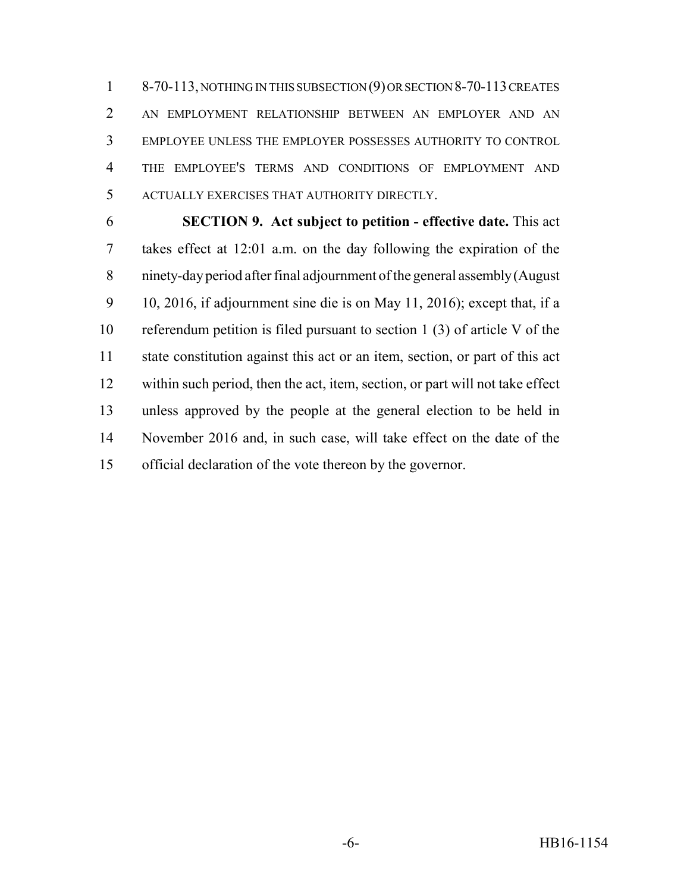8-70-113, NOTHING IN THIS SUBSECTION (9) OR SECTION 8-70-113 CREATES AN EMPLOYMENT RELATIONSHIP BETWEEN AN EMPLOYER AND AN EMPLOYEE UNLESS THE EMPLOYER POSSESSES AUTHORITY TO CONTROL THE EMPLOYEE'S TERMS AND CONDITIONS OF EMPLOYMENT AND ACTUALLY EXERCISES THAT AUTHORITY DIRECTLY.

**SECTION 9. Act subject to petition - effective date.** This act takes effect at 12:01 a.m. on the day following the expiration of the ninety-day period after final adjournment of the general assembly (August 10, 2016, if adjournment sine die is on May 11, 2016); except that, if a referendum petition is filed pursuant to section 1 (3) of article V of the state constitution against this act or an item, section, or part of this act within such period, then the act, item, section, or part will not take effect unless approved by the people at the general election to be held in November 2016 and, in such case, will take effect on the date of the official declaration of the vote thereon by the governor.